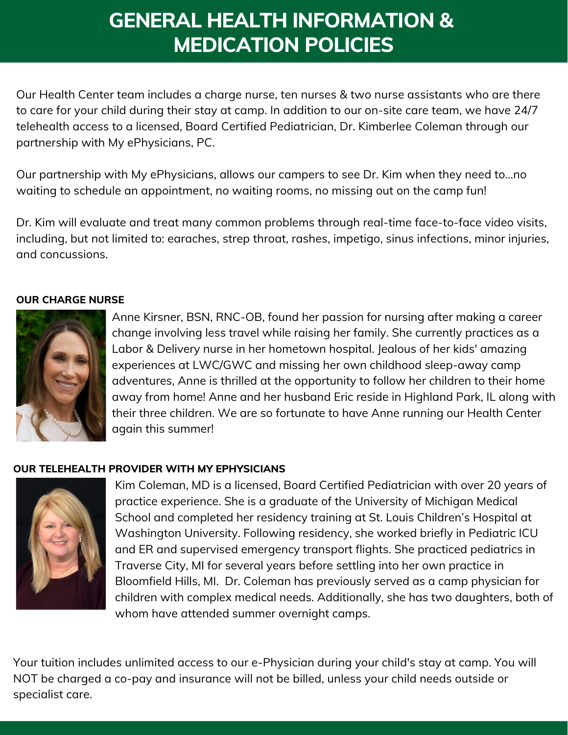# GENERAL HEALTH INFORMATION & MEDICATION POLICIES

Our Health Center team includes a charge nurse, ten nurses & two nurse assistants who are there to care for your child during their stay at camp. In addition to our on-site care team, we have 24/7 telehealth access to a licensed, Board Certified Pediatrician, Dr. Kimberlee Coleman through our partnership with My ePhysicians, PC.

Our partnership with My ePhysicians, allows our campers to see Dr. Kim when they need to...no waiting to schedule an appointment, no waiting rooms, no missing out on the camp fun!

Dr. Kim will evaluate and treat many common problems through real-time face-to-face video visits, including, but not limited to: earaches, strep throat, rashes, impetigo, sinus infections, minor injuries, and concussions.

**OUR CHARGE NURSE**

Anne Kirsner, BSN, RNC-OB, found her passion for nursing after making a career change involving less travel while raising her family. She currently practices as a Labor & Delivery nurse in her hometown hospital. Jealous of her kids' amazing experiences at LWC/GWC and missing her own childhood sleep-away camp adventures, Anne is thrilled at the opportunity to follow her children to their home away from home! Anne and her husband Eric reside in Highland Park, IL along with their three children. We are so fortunate to have Anne running our Health Center again this summer!

**OUR TELEHEALTH PROVIDER WITH MY EPHYSICIANS**

Kim Coleman, MD is a licensed, Board Certified Pediatrician with over 20 years of practice experience. She is a graduate of the University of Michigan Medical School and completed her residency training at St. Louis Children's Hospital at Washington University. Following residency, she worked briefly in Pediatric ICU and ER and supervised emergency transport flights. She practiced pediatrics in Traverse City, MI for several years before settling into her own practice in Bloomfield Hills, MI. Dr. Coleman has previously served as a camp physician for children with complex medical needs. Additionally, she has two daughters, both of whom have attended summer overnight camps.

Your tuition includes unlimited access to our e-Physician during your child's stay at camp. You will NOT be charged a co-pay and insurance will not be billed, unless your child needs outside or specialist care.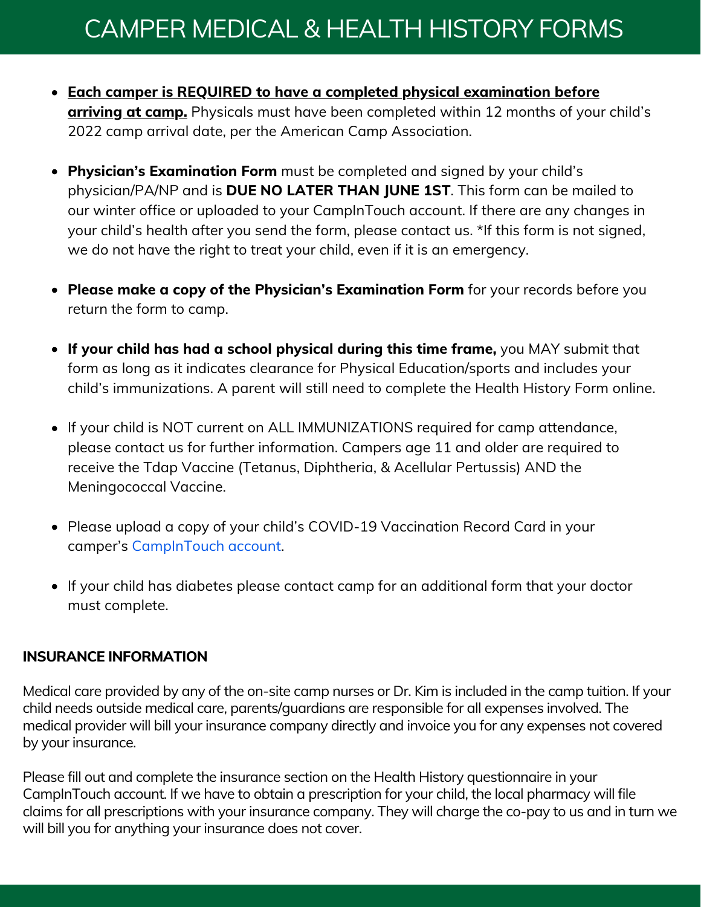# CAMPER MEDICAL & HEALTH HISTORY FORMS

- **Each camper is REQUIRED to have a completed physical examination before arriving at camp.** Physicals must have been completed within 12 months of your child's 2022 camp arrival date, per the American Camp Association.
- **Physician's Examination Form** must be completed and signed by your child's physician/PA/NP and is **DUE NO LATER THAN JUNE 1ST**. This form can be mailed to our winter office or uploaded to your CampInTouch account. If there are any changes in your child's health after you send the form, please contact us. *If this form is not signed, we do not have the right to treat your child, even if it is an emergency.
- **Please make a copy of the Physician's Examination Form** for your records before you return the form to camp.
- **If your child has had a school physical during this time frame,** you MAY submit that form as long as it indicates clearance for Physical Education/sports and includes your child's immunizations. A parent will still need to complete the Health History Form online.
- If your child is NOT current on ALL IMMUNIZATIONS required for camp attendance, please contact us for further information. Campers age 11 and older are required to receive the Tdap Vaccine (Tetanus, Diphtheria, & Acellular Pertussis) AND the Meningococcal Vaccine.
- Please upload a copy of your child's COVID-19 Vaccination Record Card in your camper's CampInTouch account.
- If your child has diabetes please contact camp for an additional form that your doctor must complete.

**INSURANCE INFORMATION**

Medical care provided by any of the on-site camp nurses or Dr. Kim is included in the camp tuition. If your child needs outside medical care, parents/guardians are responsible for all expenses involved. The medical provider will bill your insurance company directly and invoice you for any expenses not covered by your insurance.

Please fill out and complete the insurance section on the Health History questionnaire in your CampInTouch account. If we have to obtain a prescription for your child, the local pharmacy will file claims for all prescriptions with your insurance company. They will charge the co-pay to us and in turn we will bill you for anything your insurance does not cover.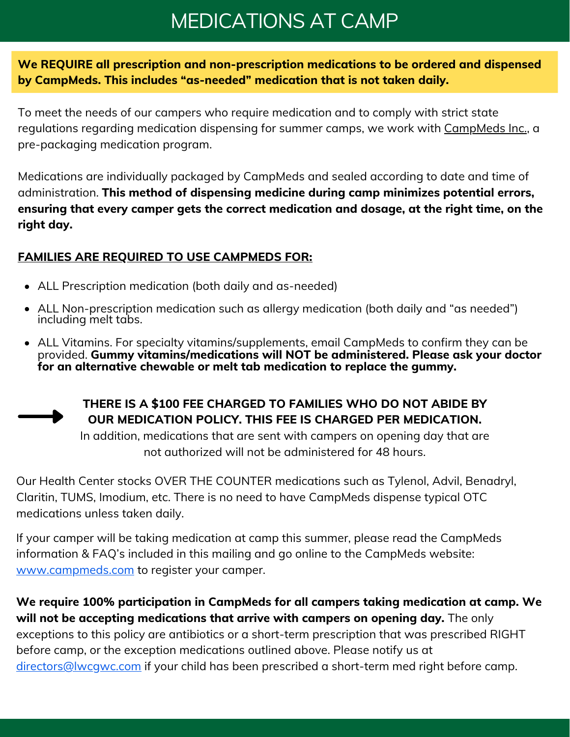# MEDICATIONS AT CAMP

**We REQUIRE all prescription and non-prescription medications to be ordered and dispensed by CampMeds. This includes "as-needed" medication that is not taken daily.**

To meet the needs of our campers who require medication and to comply with strict state regulations regarding medication dispensing for summer camps, we work with CampMeds Inc., a pre-packaging medication program.

Medications are individually packaged by CampMeds and sealed according to date and time of administration. **This method of dispensing medicine during camp minimizes potential errors, ensuring that every camper gets the correct medication and dosage, at the right time, on the right day.**

**FAMILIES ARE REQUIRED TO USE CAMPMEDS FOR:**

- ALL Prescription medication (both daily and as-needed)
- ALL Non-prescription medication such as allergy medication (both daily and "as needed") including melt tabs.
- ALL Vitamins. For specialty vitamins/supplements, email CampMeds to confirm they can be provided. **Gummy vitamins/medications will NOT be administered. Please ask your doctor for an alternative chewable or melt tab medication to replace the gummy.**

**THERE IS A $100 FEE CHARGED TO FAMILIES WHO DO NOT ABIDE BY OUR MEDICATION POLICY. THIS FEE IS CHARGED PER MEDICATION.**
In addition, medications that are sent with campers on opening day that are not authorized will not be administered for 48 hours.

Our Health Center stocks OVER THE COUNTER medications such as Tylenol, Advil, Benadryl, Claritin, TUMS, Imodium, etc. There is no need to have CampMeds dispense typical OTC medications unless taken daily.

If your camper will be taking medication at camp this summer, please read the CampMeds information & FAQ's included in this mailing and go online to the CampMeds website: www.campmeds.com to register your camper.

**We require 100% participation in CampMeds for all campers taking medication at camp. We will not be accepting medications that arrive with campers on opening day.** The only exceptions to this policy are antibiotics or a short-term prescription that was prescribed RIGHT before camp, or the exception medications outlined above. Please notify us at directors@lwcgwc.com if your child has been prescribed a short-term med right before camp.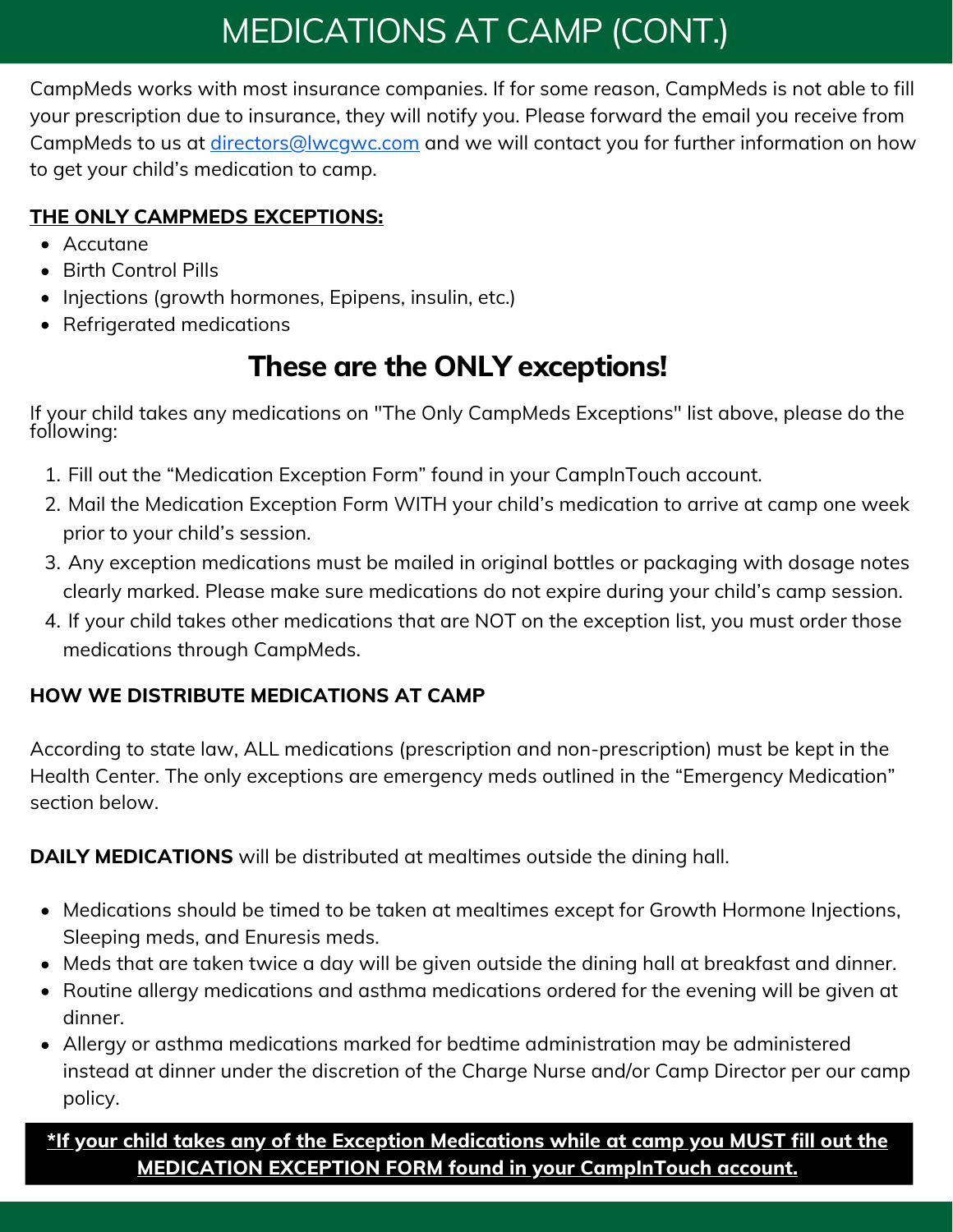# MEDICATIONS AT CAMP (CONT.)

CampMeds works with most insurance companies. If for some reason, CampMeds is not able to fill your prescription due to insurance, they will notify you. Please forward the email you receive from CampMeds to us at [directors@lwcgwc.com](mailto:directors@lwcgwc.com) and we will contact you for further information on how to get your child's medication to camp.

**THE ONLY CAMPMEDS EXCEPTIONS:**

- Accutane
- Birth Control Pills
- Injections (growth hormones, Epipens, insulin, etc.)
- Refrigerated medications

## These are the ONLY exceptions!

If your child takes any medications on "The Only CampMeds Exceptions" list above, please do the following:

1. Fill out the "Medication Exception Form" found in your CampInTouch account.
2. Mail the Medication Exception Form WITH your child's medication to arrive at camp one week prior to your child's session.
3. Any exception medications must be mailed in original bottles or packaging with dosage notes clearly marked. Please make sure medications do not expire during your child's camp session.
4. If your child takes other medications that are NOT on the exception list, you must order those medications through CampMeds.

**HOW WE DISTRIBUTE MEDICATIONS AT CAMP**

According to state law, ALL medications (prescription and non-prescription) must be kept in the Health Center. The only exceptions are emergency meds outlined in the "Emergency Medication" section below.

**DAILY MEDICATIONS** will be distributed at mealtimes outside the dining hall.

- Medications should be timed to be taken at mealtimes except for Growth Hormone Injections, Sleeping meds, and Enuresis meds.
- Meds that are taken twice a day will be given outside the dining hall at breakfast and dinner.
- Routine allergy medications and asthma medications ordered for the evening will be given at dinner.
- Allergy or asthma medications marked for bedtime administration may be administered instead at dinner under the discretion of the Charge Nurse and/or Camp Director per our camp policy.

**\*If your child takes any of the Exception Medications while at camp you MUST fill out the MEDICATION EXCEPTION FORM found in your CampInTouch account.**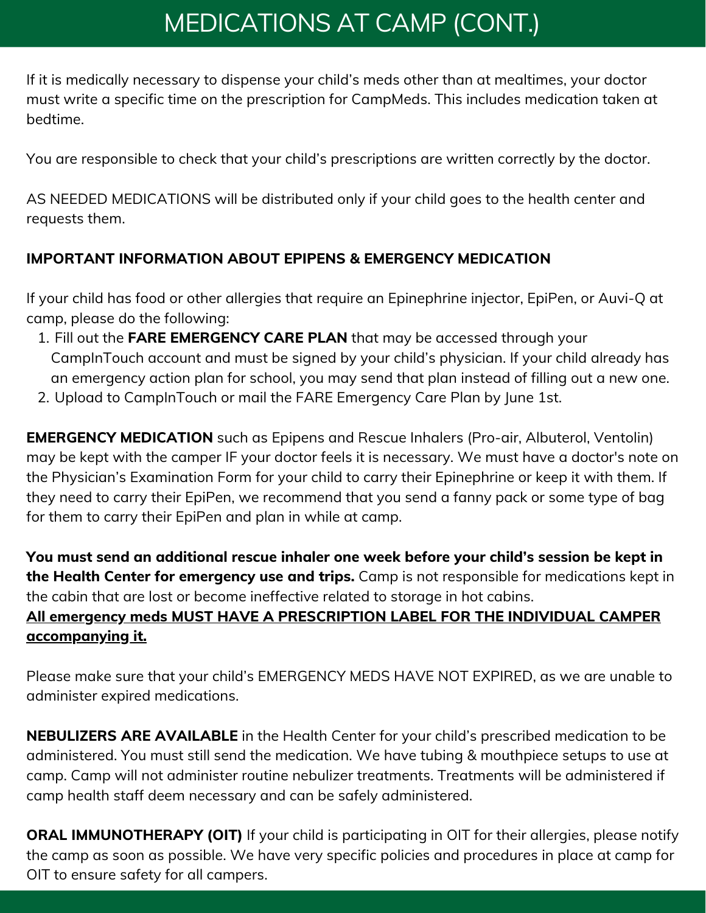# MEDICATIONS AT CAMP (CONT.)

If it is medically necessary to dispense your child's meds other than at mealtimes, your doctor must write a specific time on the prescription for CampMeds. This includes medication taken at bedtime.

You are responsible to check that your child's prescriptions are written correctly by the doctor.

AS NEEDED MEDICATIONS will be distributed only if your child goes to the health center and requests them.

**IMPORTANT INFORMATION ABOUT EPIPENS & EMERGENCY MEDICATION**

If your child has food or other allergies that require an Epinephrine injector, EpiPen, or Auvi-Q at camp, please do the following:

1. Fill out the **FARE EMERGENCY CARE PLAN** that may be accessed through your CampInTouch account and must be signed by your child's physician. If your child already has an emergency action plan for school, you may send that plan instead of filling out a new one.
2. Upload to CampInTouch or mail the FARE Emergency Care Plan by June 1st.

**EMERGENCY MEDICATION** such as Epipens and Rescue Inhalers (Pro-air, Albuterol, Ventolin) may be kept with the camper IF your doctor feels it is necessary. We must have a doctor's note on the Physician's Examination Form for your child to carry their Epinephrine or keep it with them. If they need to carry their EpiPen, we recommend that you send a fanny pack or some type of bag for them to carry their EpiPen and plan in while at camp.

**You must send an additional rescue inhaler one week before your child's session be kept in the Health Center for emergency use and trips.** Camp is not responsible for medications kept in the cabin that are lost or become ineffective related to storage in hot cabins.
<u>**All emergency meds MUST HAVE A PRESCRIPTION LABEL FOR THE INDIVIDUAL CAMPER accompanying it.**</u>

Please make sure that your child's EMERGENCY MEDS HAVE NOT EXPIRED, as we are unable to administer expired medications.

**NEBULIZERS ARE AVAILABLE** in the Health Center for your child's prescribed medication to be administered. You must still send the medication. We have tubing & mouthpiece setups to use at camp. Camp will not administer routine nebulizer treatments. Treatments will be administered if camp health staff deem necessary and can be safely administered.

**ORAL IMMUNOTHERAPY (OIT)** If your child is participating in OIT for their allergies, please notify the camp as soon as possible. We have very specific policies and procedures in place at camp for OIT to ensure safety for all campers.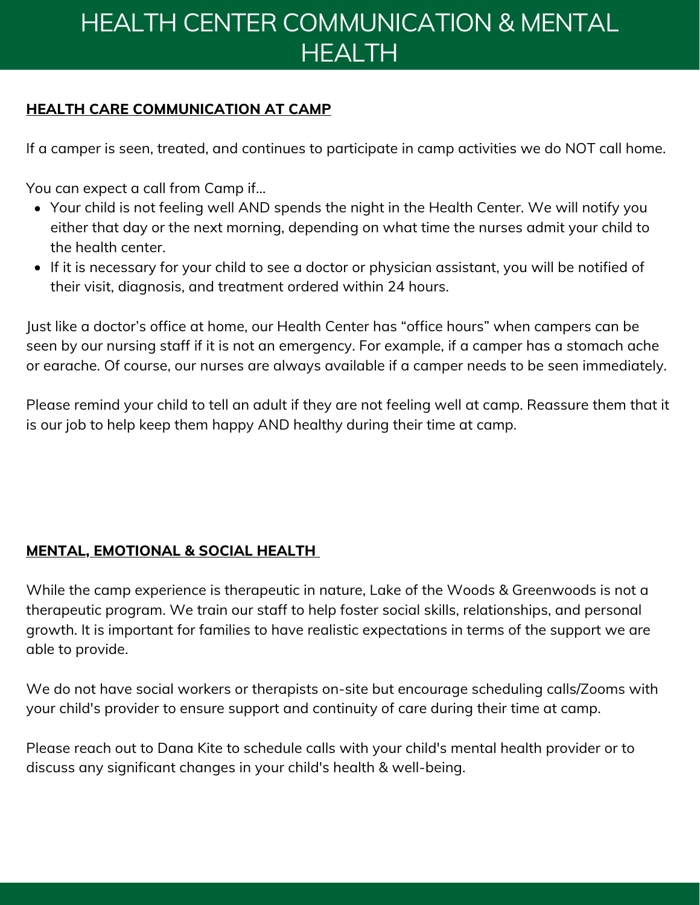# HEALTH CENTER COMMUNICATION & MENTAL HEALTH

## HEALTH CARE COMMUNICATION AT CAMP

If a camper is seen, treated, and continues to participate in camp activities we do NOT call home.

You can expect a call from Camp if...

- Your child is not feeling well AND spends the night in the Health Center. We will notify you either that day or the next morning, depending on what time the nurses admit your child to the health center.
- If it is necessary for your child to see a doctor or physician assistant, you will be notified of their visit, diagnosis, and treatment ordered within 24 hours.

Just like a doctor's office at home, our Health Center has "office hours" when campers can be seen by our nursing staff if it is not an emergency. For example, if a camper has a stomach ache or earache. Of course, our nurses are always available if a camper needs to be seen immediately.

Please remind your child to tell an adult if they are not feeling well at camp. Reassure them that it is our job to help keep them happy AND healthy during their time at camp.

## MENTAL, EMOTIONAL & SOCIAL HEALTH

While the camp experience is therapeutic in nature, Lake of the Woods & Greenwoods is not a therapeutic program. We train our staff to help foster social skills, relationships, and personal growth. It is important for families to have realistic expectations in terms of the support we are able to provide.

We do not have social workers or therapists on-site but encourage scheduling calls/Zooms with your child's provider to ensure support and continuity of care during their time at camp.

Please reach out to Dana Kite to schedule calls with your child's mental health provider or to discuss any significant changes in your child's health & well-being.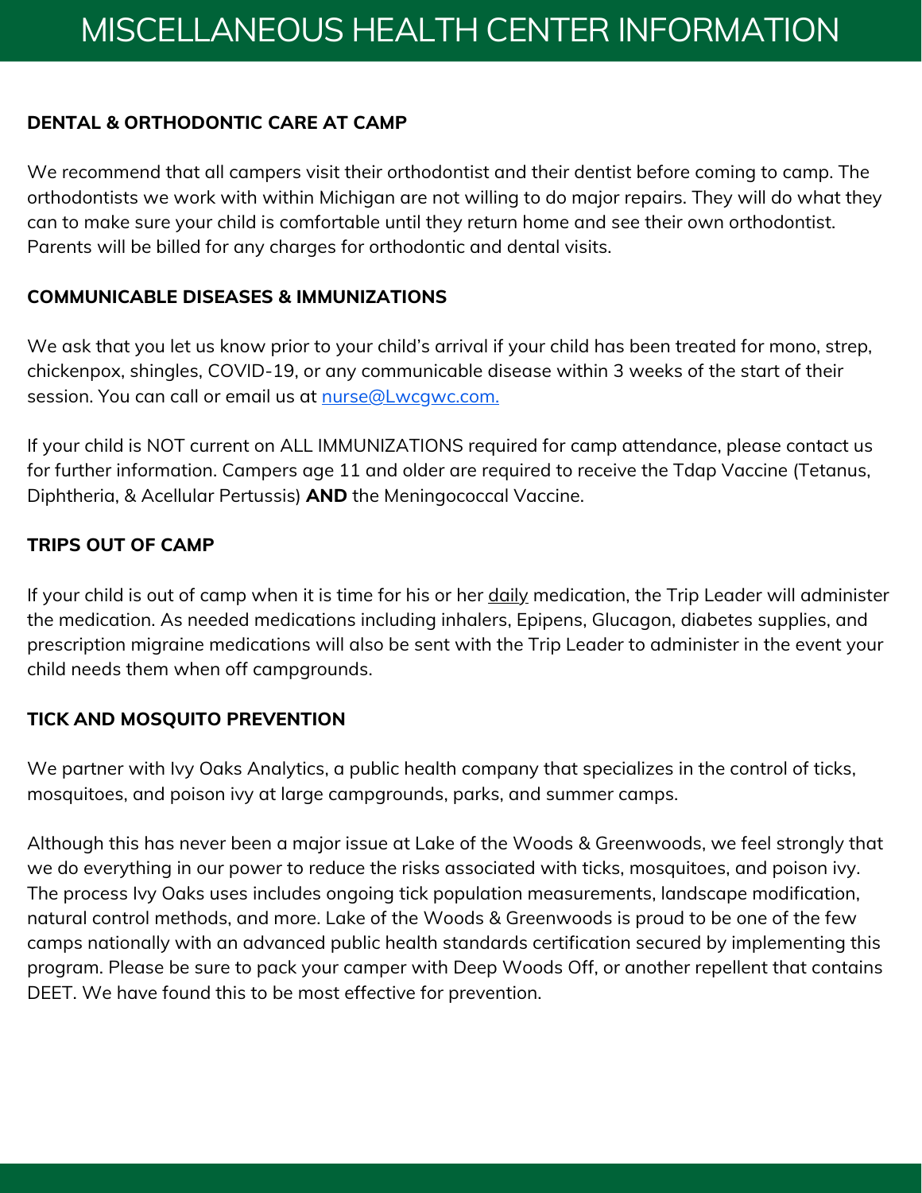# MISCELLANEOUS HEALTH CENTER INFORMATION

## DENTAL & ORTHODONTIC CARE AT CAMP

We recommend that all campers visit their orthodontist and their dentist before coming to camp. The orthodontists we work with within Michigan are not willing to do major repairs. They will do what they can to make sure your child is comfortable until they return home and see their own orthodontist. Parents will be billed for any charges for orthodontic and dental visits.

## COMMUNICABLE DISEASES & IMMUNIZATIONS

We ask that you let us know prior to your child's arrival if your child has been treated for mono, strep, chickenpox, shingles, COVID-19, or any communicable disease within 3 weeks of the start of their session. You can call or email us at [nurse@Lwcgwc.com.](mailto:nurse@Lwcgwc.com)

If your child is NOT current on ALL IMMUNIZATIONS required for camp attendance, please contact us for further information. Campers age 11 and older are required to receive the Tdap Vaccine (Tetanus, Diphtheria, & Acellular Pertussis) **AND** the Meningococcal Vaccine.

## TRIPS OUT OF CAMP

If your child is out of camp when it is time for his or her daily medication, the Trip Leader will administer the medication. As needed medications including inhalers, Epipens, Glucagon, diabetes supplies, and prescription migraine medications will also be sent with the Trip Leader to administer in the event your child needs them when off campgrounds.

## TICK AND MOSQUITO PREVENTION

We partner with Ivy Oaks Analytics, a public health company that specializes in the control of ticks, mosquitoes, and poison ivy at large campgrounds, parks, and summer camps.

Although this has never been a major issue at Lake of the Woods & Greenwoods, we feel strongly that we do everything in our power to reduce the risks associated with ticks, mosquitoes, and poison ivy. The process Ivy Oaks uses includes ongoing tick population measurements, landscape modification, natural control methods, and more. Lake of the Woods & Greenwoods is proud to be one of the few camps nationally with an advanced public health standards certification secured by implementing this program. Please be sure to pack your camper with Deep Woods Off, or another repellent that contains DEET. We have found this to be most effective for prevention.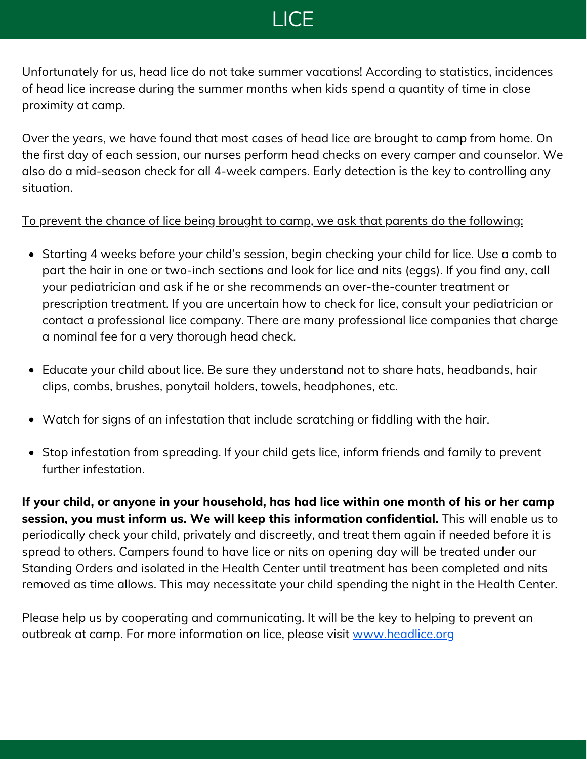# LICE

Unfortunately for us, head lice do not take summer vacations! According to statistics, incidences of head lice increase during the summer months when kids spend a quantity of time in close proximity at camp.

Over the years, we have found that most cases of head lice are brought to camp from home. On the first day of each session, our nurses perform head checks on every camper and counselor. We also do a mid-season check for all 4-week campers. Early detection is the key to controlling any situation.

<u>To prevent the chance of lice being brought to camp, we ask that parents do the following:</u>

- Starting 4 weeks before your child's session, begin checking your child for lice. Use a comb to part the hair in one or two-inch sections and look for lice and nits (eggs). If you find any, call your pediatrician and ask if he or she recommends an over-the-counter treatment or prescription treatment. If you are uncertain how to check for lice, consult your pediatrician or contact a professional lice company. There are many professional lice companies that charge a nominal fee for a very thorough head check.
- Educate your child about lice. Be sure they understand not to share hats, headbands, hair clips, combs, brushes, ponytail holders, towels, headphones, etc.
- Watch for signs of an infestation that include scratching or fiddling with the hair.
- Stop infestation from spreading. If your child gets lice, inform friends and family to prevent further infestation.

**If your child, or anyone in your household, has had lice within one month of his or her camp session, you must inform us. We will keep this information confidential.** This will enable us to periodically check your child, privately and discreetly, and treat them again if needed before it is spread to others. Campers found to have lice or nits on opening day will be treated under our Standing Orders and isolated in the Health Center until treatment has been completed and nits removed as time allows. This may necessitate your child spending the night in the Health Center.

Please help us by cooperating and communicating. It will be the key to helping to prevent an outbreak at camp. For more information on lice, please visit [www.headlice.org](http://www.headlice.org)